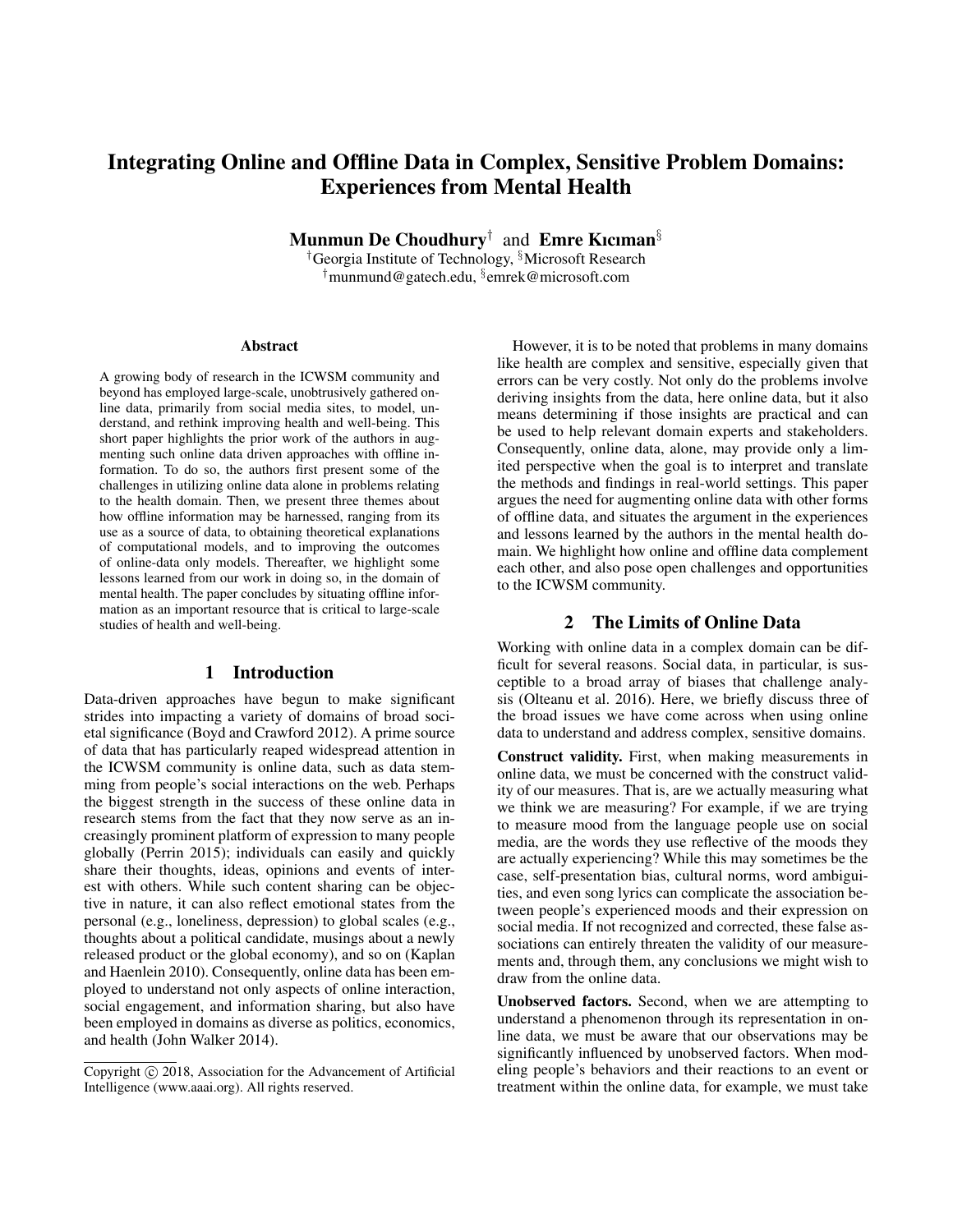# Integrating Online and Offline Data in Complex, Sensitive Problem Domains: Experiences from Mental Health

**Munmun De Choudhury**[†] and **Emre Kıcıman**[§]

[†]Georgia Institute of Technology, [§]Microsoft Research
[†]munmund@gatech.edu, [§]emrek@microsoft.com

### Abstract

A growing body of research in the ICWSM community and beyond has employed large-scale, unobtrusively gathered online data, primarily from social media sites, to model, understand, and rethink improving health and well-being. This short paper highlights the prior work of the authors in augmenting such online data driven approaches with offline information. To do so, the authors first present some of the challenges in utilizing online data alone in problems relating to the health domain. Then, we present three themes about how offline information may be harnessed, ranging from its use as a source of data, to obtaining theoretical explanations of computational models, and to improving the outcomes of online-data only models. Thereafter, we highlight some lessons learned from our work in doing so, in the domain of mental health. The paper concludes by situating offline information as an important resource that is critical to large-scale studies of health and well-being.

## 1 Introduction

Data-driven approaches have begun to make significant strides into impacting a variety of domains of broad societal significance (Boyd and Crawford 2012). A prime source of data that has particularly reaped widespread attention in the ICWSM community is online data, such as data stemming from people's social interactions on the web. Perhaps the biggest strength in the success of these online data in research stems from the fact that they now serve as an increasingly prominent platform of expression to many people globally (Perrin 2015); individuals can easily and quickly share their thoughts, ideas, opinions and events of interest with others. While such content sharing can be objective in nature, it can also reflect emotional states from the personal (e.g., loneliness, depression) to global scales (e.g., thoughts about a political candidate, musings about a newly released product or the global economy), and so on (Kaplan and Haenlein 2010). Consequently, online data has been employed to understand not only aspects of online interaction, social engagement, and information sharing, but also have been employed in domains as diverse as politics, economics, and health (John Walker 2014).

However, it is to be noted that problems in many domains like health are complex and sensitive, especially given that errors can be very costly. Not only do the problems involve deriving insights from the data, here online data, but it also means determining if those insights are practical and can be used to help relevant domain experts and stakeholders. Consequently, online data, alone, may provide only a limited perspective when the goal is to interpret and translate the methods and findings in real-world settings. This paper argues the need for augmenting online data with other forms of offline data, and situates the argument in the experiences and lessons learned by the authors in the mental health domain. We highlight how online and offline data complement each other, and also pose open challenges and opportunities to the ICWSM community.

## 2 The Limits of Online Data

Working with online data in a complex domain can be difficult for several reasons. Social data, in particular, is susceptible to a broad array of biases that challenge analysis (Olteanu et al. 2016). Here, we briefly discuss three of the broad issues we have come across when using online data to understand and address complex, sensitive domains.

**Construct validity.** First, when making measurements in online data, we must be concerned with the construct validity of our measures. That is, are we actually measuring what we think we are measuring? For example, if we are trying to measure mood from the language people use on social media, are the words they use reflective of the moods they are actually experiencing? While this may sometimes be the case, self-presentation bias, cultural norms, word ambiguities, and even song lyrics can complicate the association between people's experienced moods and their expression on social media. If not recognized and corrected, these false associations can entirely threaten the validity of our measurements and, through them, any conclusions we might wish to draw from the online data.

**Unobserved factors.** Second, when we are attempting to understand a phenomenon through its representation in online data, we must be aware that our observations may be significantly influenced by unobserved factors. When modeling people's behaviors and their reactions to an event or treatment within the online data, for example, we must take

Copyright © 2018, Association for the Advancement of Artificial Intelligence (www.aaai.org). All rights reserved.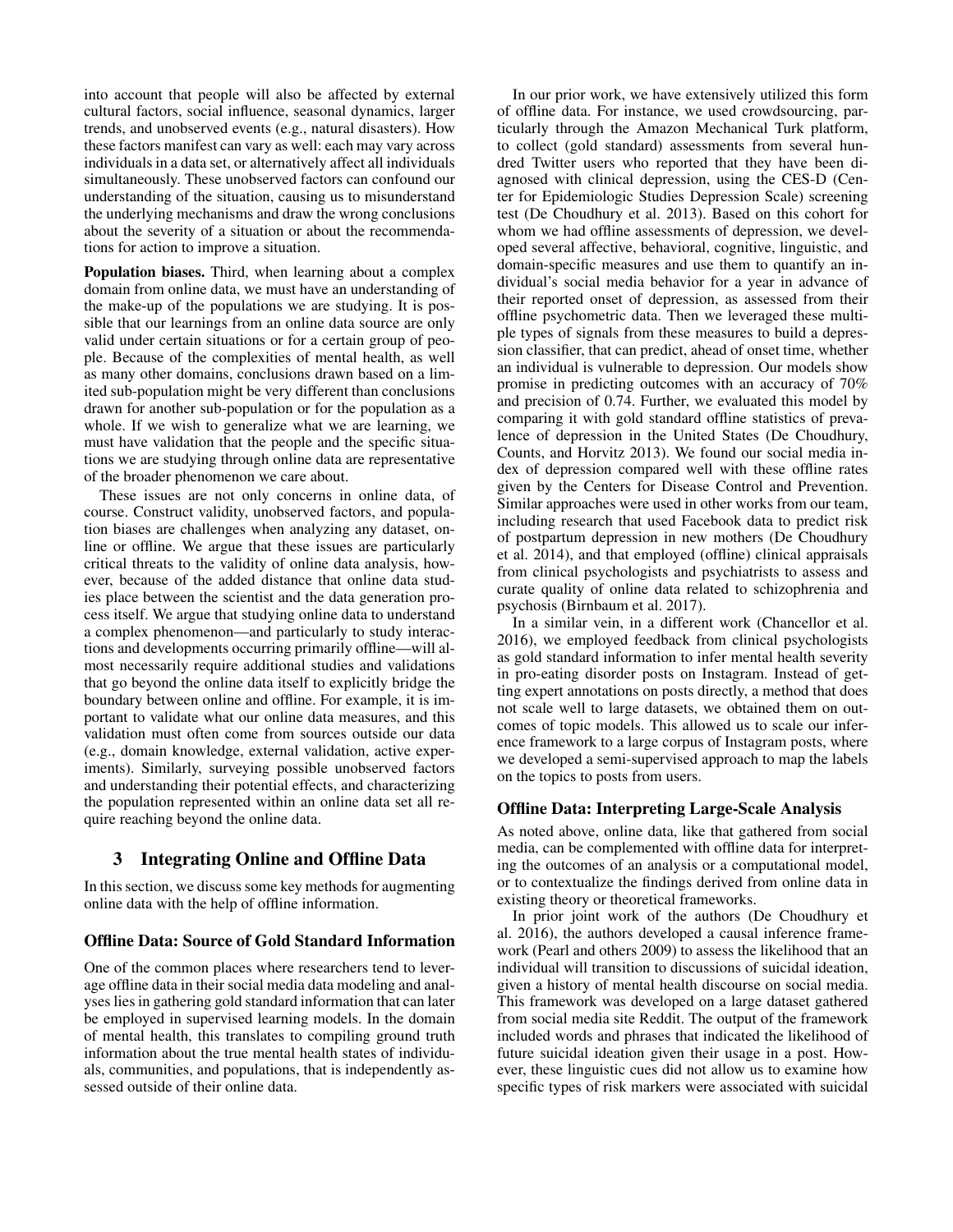into account that people will also be affected by external cultural factors, social influence, seasonal dynamics, larger trends, and unobserved events (e.g., natural disasters). How these factors manifest can vary as well: each may vary across individuals in a data set, or alternatively affect all individuals simultaneously. These unobserved factors can confound our understanding of the situation, causing us to misunderstand the underlying mechanisms and draw the wrong conclusions about the severity of a situation or about the recommendations for action to improve a situation.

**Population biases.** Third, when learning about a complex domain from online data, we must have an understanding of the make-up of the populations we are studying. It is possible that our learnings from an online data source are only valid under certain situations or for a certain group of people. Because of the complexities of mental health, as well as many other domains, conclusions drawn based on a limited sub-population might be very different than conclusions drawn for another sub-population or for the population as a whole. If we wish to generalize what we are learning, we must have validation that the people and the specific situations we are studying through online data are representative of the broader phenomenon we care about.

These issues are not only concerns in online data, of course. Construct validity, unobserved factors, and population biases are challenges when analyzing any dataset, online or offline. We argue that these issues are particularly critical threats to the validity of online data analysis, however, because of the added distance that online data studies place between the scientist and the data generation process itself. We argue that studying online data to understand a complex phenomenon—and particularly to study interactions and developments occurring primarily offline—will almost necessarily require additional studies and validations that go beyond the online data itself to explicitly bridge the boundary between online and offline. For example, it is important to validate what our online data measures, and this validation must often come from sources outside our data (e.g., domain knowledge, external validation, active experiments). Similarly, surveying possible unobserved factors and understanding their potential effects, and characterizing the population represented within an online data set all require reaching beyond the online data.

## 3 Integrating Online and Offline Data

In this section, we discuss some key methods for augmenting online data with the help of offline information.

### Offline Data: Source of Gold Standard Information

One of the common places where researchers tend to leverage offline data in their social media data modeling and analyses lies in gathering gold standard information that can later be employed in supervised learning models. In the domain of mental health, this translates to compiling ground truth information about the true mental health states of individuals, communities, and populations, that is independently assessed outside of their online data.

In our prior work, we have extensively utilized this form of offline data. For instance, we used crowdsourcing, particularly through the Amazon Mechanical Turk platform, to collect (gold standard) assessments from several hundred Twitter users who reported that they have been diagnosed with clinical depression, using the CES-D (Center for Epidemiologic Studies Depression Scale) screening test (De Choudhury et al. 2013). Based on this cohort for whom we had offline assessments of depression, we developed several affective, behavioral, cognitive, linguistic, and domain-specific measures and use them to quantify an individual's social media behavior for a year in advance of their reported onset of depression, as assessed from their offline psychometric data. Then we leveraged these multiple types of signals from these measures to build a depression classifier, that can predict, ahead of onset time, whether an individual is vulnerable to depression. Our models show promise in predicting outcomes with an accuracy of 70% and precision of 0.74. Further, we evaluated this model by comparing it with gold standard offline statistics of prevalence of depression in the United States (De Choudhury, Counts, and Horvitz 2013). We found our social media index of depression compared well with these offline rates given by the Centers for Disease Control and Prevention. Similar approaches were used in other works from our team, including research that used Facebook data to predict risk of postpartum depression in new mothers (De Choudhury et al. 2014), and that employed (offline) clinical appraisals from clinical psychologists and psychiatrists to assess and curate quality of online data related to schizophrenia and psychosis (Birnbaum et al. 2017).

In a similar vein, in a different work (Chancellor et al. 2016), we employed feedback from clinical psychologists as gold standard information to infer mental health severity in pro-eating disorder posts on Instagram. Instead of getting expert annotations on posts directly, a method that does not scale well to large datasets, we obtained them on outcomes of topic models. This allowed us to scale our inference framework to a large corpus of Instagram posts, where we developed a semi-supervised approach to map the labels on the topics to posts from users.

### Offline Data: Interpreting Large-Scale Analysis

As noted above, online data, like that gathered from social media, can be complemented with offline data for interpreting the outcomes of an analysis or a computational model, or to contextualize the findings derived from online data in existing theory or theoretical frameworks.

In prior joint work of the authors (De Choudhury et al. 2016), the authors developed a causal inference framework (Pearl and others 2009) to assess the likelihood that an individual will transition to discussions of suicidal ideation, given a history of mental health discourse on social media. This framework was developed on a large dataset gathered from social media site Reddit. The output of the framework included words and phrases that indicated the likelihood of future suicidal ideation given their usage in a post. However, these linguistic cues did not allow us to examine how specific types of risk markers were associated with suicidal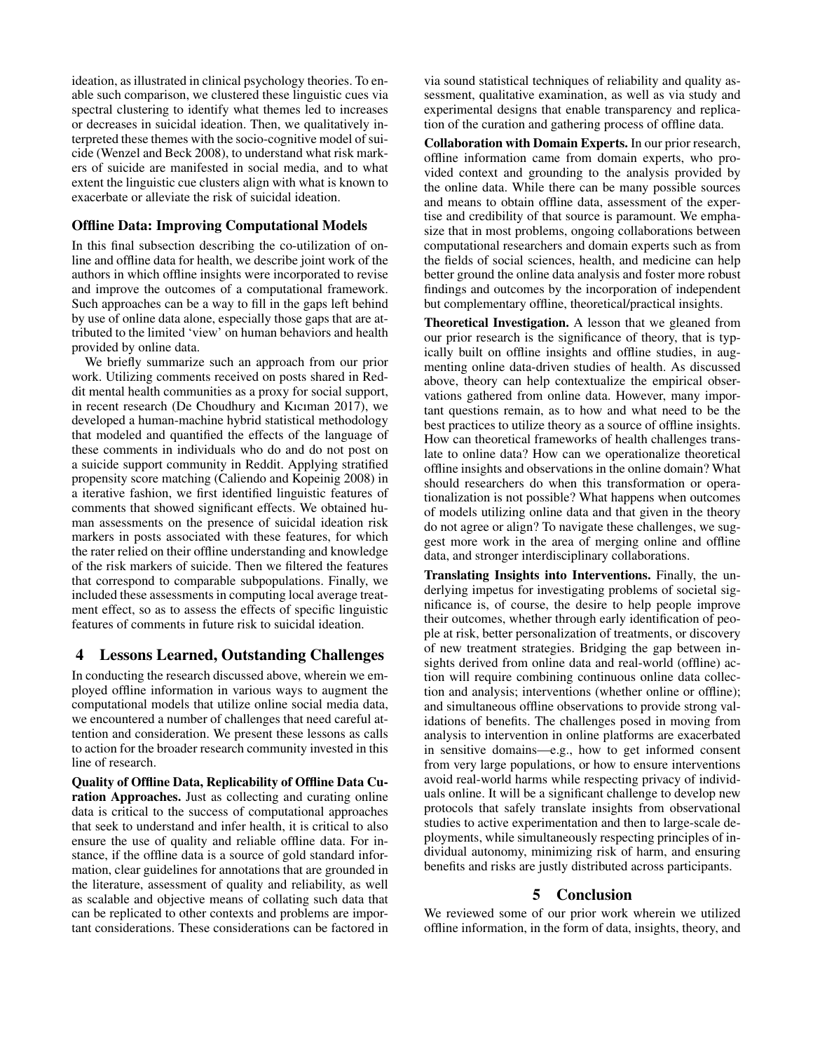ideation, as illustrated in clinical psychology theories. To enable such comparison, we clustered these linguistic cues via spectral clustering to identify what themes led to increases or decreases in suicidal ideation. Then, we qualitatively interpreted these themes with the socio-cognitive model of suicide (Wenzel and Beck 2008), to understand what risk markers of suicide are manifested in social media, and to what extent the linguistic cue clusters align with what is known to exacerbate or alleviate the risk of suicidal ideation.

### Offline Data: Improving Computational Models

In this final subsection describing the co-utilization of online and offline data for health, we describe joint work of the authors in which offline insights were incorporated to revise and improve the outcomes of a computational framework. Such approaches can be a way to fill in the gaps left behind by use of online data alone, especially those gaps that are attributed to the limited 'view' on human behaviors and health provided by online data.

We briefly summarize such an approach from our prior work. Utilizing comments received on posts shared in Reddit mental health communities as a proxy for social support, in recent research (De Choudhury and Kıcıman 2017), we developed a human-machine hybrid statistical methodology that modeled and quantified the effects of the language of these comments in individuals who do and do not post on a suicide support community in Reddit. Applying stratified propensity score matching (Caliendo and Kopeinig 2008) in a iterative fashion, we first identified linguistic features of comments that showed significant effects. We obtained human assessments on the presence of suicidal ideation risk markers in posts associated with these features, for which the rater relied on their offline understanding and knowledge of the risk markers of suicide. Then we filtered the features that correspond to comparable subpopulations. Finally, we included these assessments in computing local average treatment effect, so as to assess the effects of specific linguistic features of comments in future risk to suicidal ideation.

## 4 Lessons Learned, Outstanding Challenges

In conducting the research discussed above, wherein we employed offline information in various ways to augment the computational models that utilize online social media data, we encountered a number of challenges that need careful attention and consideration. We present these lessons as calls to action for the broader research community invested in this line of research.

**Quality of Offline Data, Replicability of Offline Data Curation Approaches.** Just as collecting and curating online data is critical to the success of computational approaches that seek to understand and infer health, it is critical to also ensure the use of quality and reliable offline data. For instance, if the offline data is a source of gold standard information, clear guidelines for annotations that are grounded in the literature, assessment of quality and reliability, as well as scalable and objective means of collating such data that can be replicated to other contexts and problems are important considerations. These considerations can be factored in via sound statistical techniques of reliability and quality assessment, qualitative examination, as well as via study and experimental designs that enable transparency and replication of the curation and gathering process of offline data.

**Collaboration with Domain Experts.** In our prior research, offline information came from domain experts, who provided context and grounding to the analysis provided by the online data. While there can be many possible sources and means to obtain offline data, assessment of the expertise and credibility of that source is paramount. We emphasize that in most problems, ongoing collaborations between computational researchers and domain experts such as from the fields of social sciences, health, and medicine can help better ground the online data analysis and foster more robust findings and outcomes by the incorporation of independent but complementary offline, theoretical/practical insights.

**Theoretical Investigation.** A lesson that we gleaned from our prior research is the significance of theory, that is typically built on offline insights and offline studies, in augmenting online data-driven studies of health. As discussed above, theory can help contextualize the empirical observations gathered from online data. However, many important questions remain, as to how and what need to be the best practices to utilize theory as a source of offline insights. How can theoretical frameworks of health challenges translate to online data? How can we operationalize theoretical offline insights and observations in the online domain? What should researchers do when this transformation or operationalization is not possible? What happens when outcomes of models utilizing online data and that given in the theory do not agree or align? To navigate these challenges, we suggest more work in the area of merging online and offline data, and stronger interdisciplinary collaborations.

**Translating Insights into Interventions.** Finally, the underlying impetus for investigating problems of societal significance is, of course, the desire to help people improve their outcomes, whether through early identification of people at risk, better personalization of treatments, or discovery of new treatment strategies. Bridging the gap between insights derived from online data and real-world (offline) action will require combining continuous online data collection and analysis; interventions (whether online or offline); and simultaneous offline observations to provide strong validations of benefits. The challenges posed in moving from analysis to intervention in online platforms are exacerbated in sensitive domains—e.g., how to get informed consent from very large populations, or how to ensure interventions avoid real-world harms while respecting privacy of individuals online. It will be a significant challenge to develop new protocols that safely translate insights from observational studies to active experimentation and then to large-scale deployments, while simultaneously respecting principles of individual autonomy, minimizing risk of harm, and ensuring benefits and risks are justly distributed across participants.

## 5 Conclusion

We reviewed some of our prior work wherein we utilized offline information, in the form of data, insights, theory, and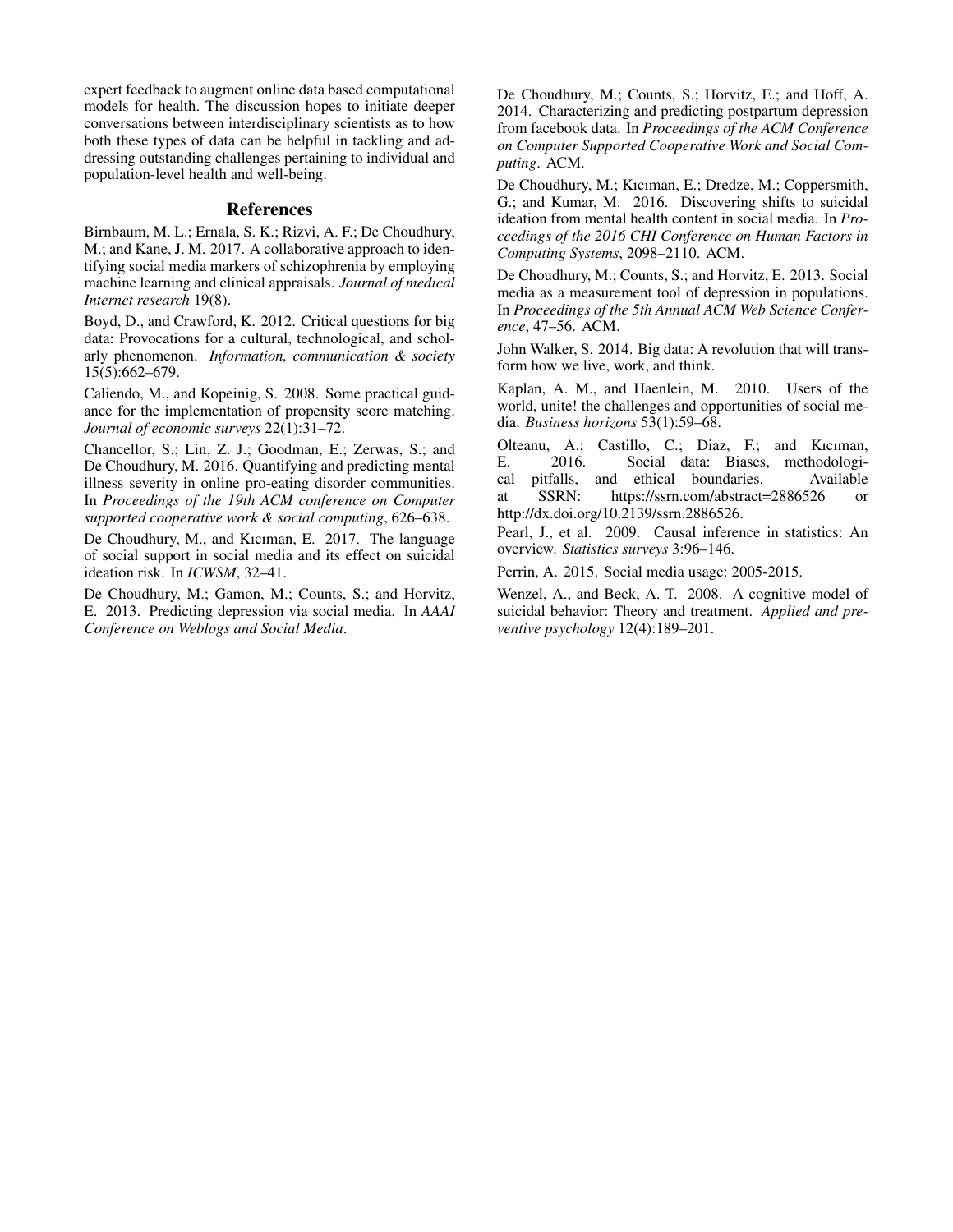expert feedback to augment online data based computational models for health. The discussion hopes to initiate deeper conversations between interdisciplinary scientists as to how both these types of data can be helpful in tackling and addressing outstanding challenges pertaining to individual and population-level health and well-being.

## References

Birnbaum, M. L.; Ernala, S. K.; Rizvi, A. F.; De Choudhury, M.; and Kane, J. M. 2017. A collaborative approach to identifying social media markers of schizophrenia by employing machine learning and clinical appraisals. *Journal of medical Internet research* 19(8).

Boyd, D., and Crawford, K. 2012. Critical questions for big data: Provocations for a cultural, technological, and scholarly phenomenon. *Information, communication & society* 15(5):662–679.

Caliendo, M., and Kopeinig, S. 2008. Some practical guidance for the implementation of propensity score matching. *Journal of economic surveys* 22(1):31–72.

Chancellor, S.; Lin, Z. J.; Goodman, E.; Zerwas, S.; and De Choudhury, M. 2016. Quantifying and predicting mental illness severity in online pro-eating disorder communities. In *Proceedings of the 19th ACM conference on Computer supported cooperative work & social computing*, 626–638.

De Choudhury, M., and Kıcıman, E. 2017. The language of social support in social media and its effect on suicidal ideation risk. In *ICWSM*, 32–41.

De Choudhury, M.; Gamon, M.; Counts, S.; and Horvitz, E. 2013. Predicting depression via social media. In *AAAI Conference on Weblogs and Social Media*.

De Choudhury, M.; Counts, S.; Horvitz, E.; and Hoff, A. 2014. Characterizing and predicting postpartum depression from facebook data. In *Proceedings of the ACM Conference on Computer Supported Cooperative Work and Social Computing*. ACM.

De Choudhury, M.; Kıcıman, E.; Dredze, M.; Coppersmith, G.; and Kumar, M. 2016. Discovering shifts to suicidal ideation from mental health content in social media. In *Proceedings of the 2016 CHI Conference on Human Factors in Computing Systems*, 2098–2110. ACM.

De Choudhury, M.; Counts, S.; and Horvitz, E. 2013. Social media as a measurement tool of depression in populations. In *Proceedings of the 5th Annual ACM Web Science Conference*, 47–56. ACM.

John Walker, S. 2014. Big data: A revolution that will transform how we live, work, and think.

Kaplan, A. M., and Haenlein, M. 2010. Users of the world, unite! the challenges and opportunities of social media. *Business horizons* 53(1):59–68.

Olteanu, A.; Castillo, C.; Diaz, F.; and Kıcıman, E. 2016. Social data: Biases, methodological pitfalls, and ethical boundaries. Available at SSRN: https://ssrn.com/abstract=2886526 or http://dx.doi.org/10.2139/ssrn.2886526.

Pearl, J., et al. 2009. Causal inference in statistics: An overview. *Statistics surveys* 3:96–146.

Perrin, A. 2015. Social media usage: 2005-2015.

Wenzel, A., and Beck, A. T. 2008. A cognitive model of suicidal behavior: Theory and treatment. *Applied and preventive psychology* 12(4):189–201.